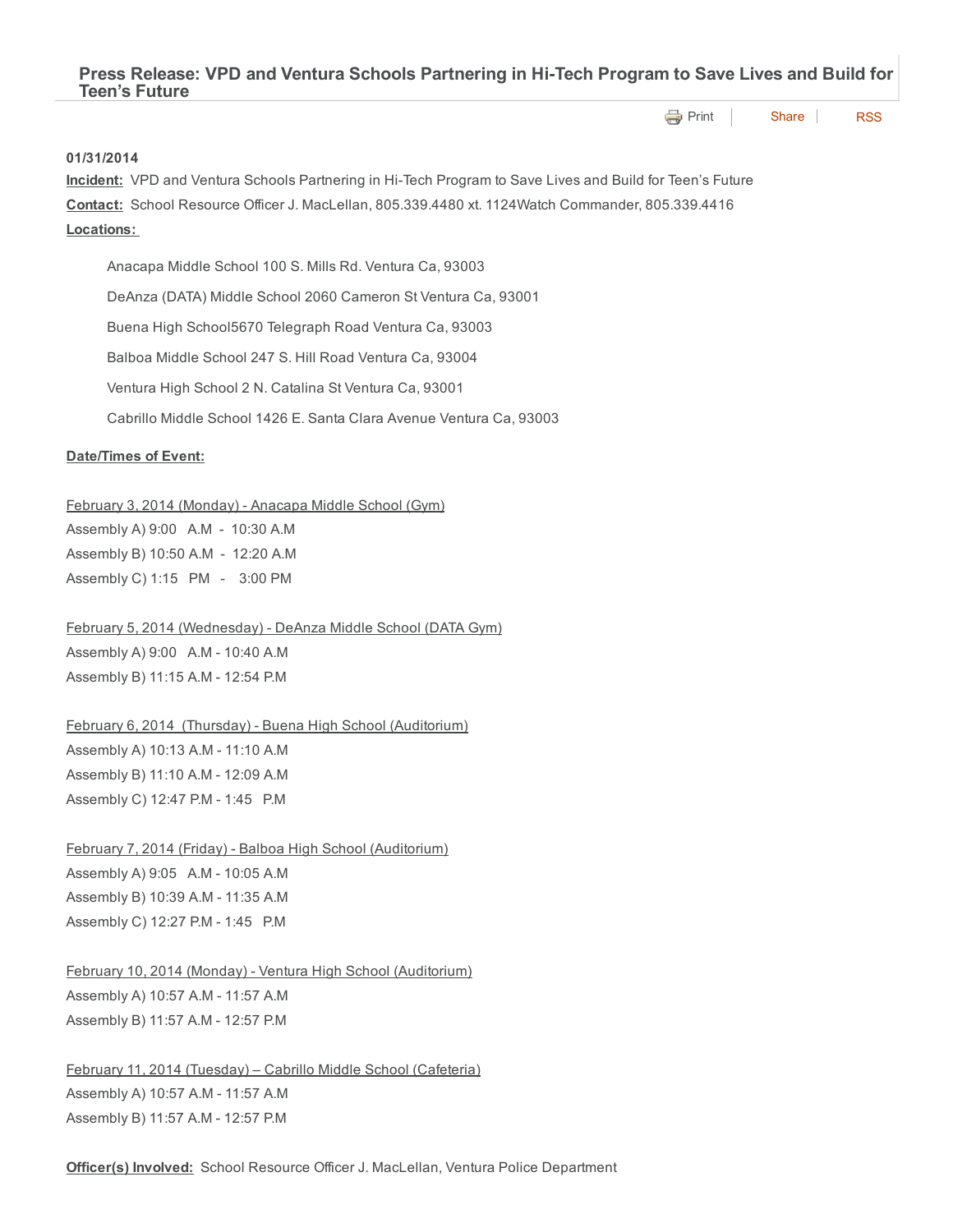## Press Release: VPD and Ventura Schools Partnering in Hi-Tech Program to Save Lives and Build for Teen's Future

Print | Share | RSS

**01/31/2014**

**Incident:** VPD and Ventura Schools Partnering in Hi-Tech Program to Save Lives and Build for Teen's Future

**Contact:** School Resource Officer J. MacLellan, 805.339.4480 xt. 1124Watch Commander, 805.339.4416

**Locations:**

Anacapa Middle School 100 S. Mills Rd. Ventura Ca, 93003

DeAnza (DATA) Middle School 2060 Cameron St Ventura Ca, 93001

Buena High School5670 Telegraph Road Ventura Ca, 93003

Balboa Middle School 247 S. Hill Road Ventura Ca, 93004

Ventura High School 2 N. Catalina St Ventura Ca, 93001

Cabrillo Middle School 1426 E. Santa Clara Avenue Ventura Ca, 93003

**Date/Times of Event:**

February 3, 2014 (Monday) - Anacapa Middle School (Gym)

Assembly A) 9:00 A.M - 10:30 A.M

Assembly B) 10:50 A.M - 12:20 A.M

Assembly C) 1:15 PM - 3:00 PM

February 5, 2014 (Wednesday) - DeAnza Middle School (DATA Gym)

Assembly A) 9:00 A.M - 10:40 A.M

Assembly B) 11:15 A.M - 12:54 P.M

February 6, 2014 (Thursday) - Buena High School (Auditorium)

Assembly A) 10:13 A.M - 11:10 A.M

Assembly B) 11:10 A.M - 12:09 A.M

Assembly C) 12:47 P.M - 1:45 P.M

February 7, 2014 (Friday) - Balboa High School (Auditorium)

Assembly A) 9:05 A.M - 10:05 A.M

Assembly B) 10:39 A.M - 11:35 A.M

Assembly C) 12:27 P.M - 1:45 P.M

February 10, 2014 (Monday) - Ventura High School (Auditorium)

Assembly A) 10:57 A.M - 11:57 A.M

Assembly B) 11:57 A.M - 12:57 P.M

February 11, 2014 (Tuesday) – Cabrillo Middle School (Cafeteria)

Assembly A) 10:57 A.M - 11:57 A.M

Assembly B) 11:57 A.M - 12:57 P.M

**Officer(s) Involved:** School Resource Officer J. MacLellan, Ventura Police Department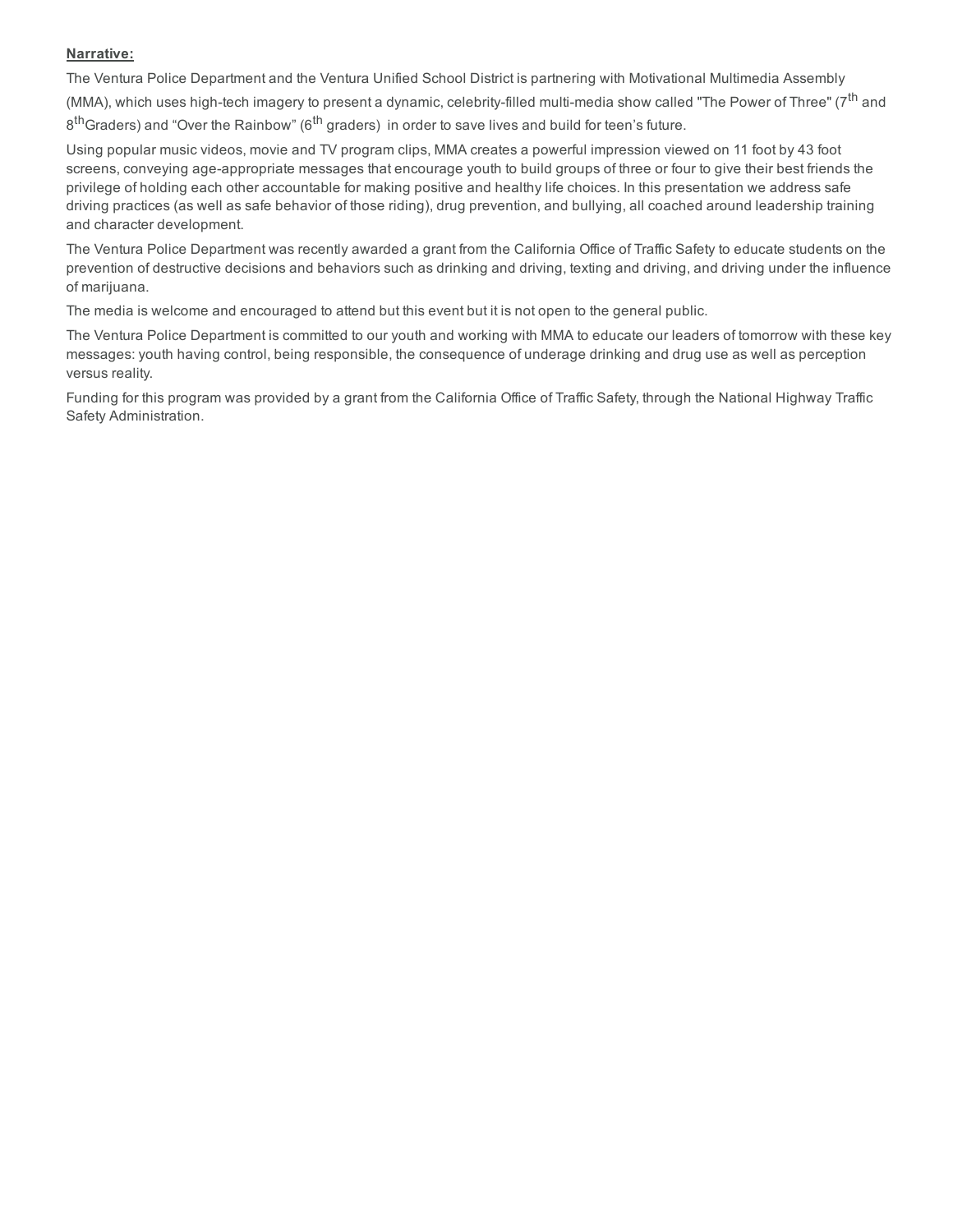**Narrative:**

The Ventura Police Department and the Ventura Unified School District is partnering with Motivational Multimedia Assembly (MMA), which uses high-tech imagery to present a dynamic, celebrity-filled multi-media show called "The Power of Three" ($7^{th}$ and $8^{th}$Graders) and "Over the Rainbow" ($6^{th}$ graders) in order to save lives and build for teen's future.

Using popular music videos, movie and TV program clips, MMA creates a powerful impression viewed on 11 foot by 43 foot screens, conveying age-appropriate messages that encourage youth to build groups of three or four to give their best friends the privilege of holding each other accountable for making positive and healthy life choices. In this presentation we address safe driving practices (as well as safe behavior of those riding), drug prevention, and bullying, all coached around leadership training and character development.

The Ventura Police Department was recently awarded a grant from the California Office of Traffic Safety to educate students on the prevention of destructive decisions and behaviors such as drinking and driving, texting and driving, and driving under the influence of marijuana.

The media is welcome and encouraged to attend but this event but it is not open to the general public.

The Ventura Police Department is committed to our youth and working with MMA to educate our leaders of tomorrow with these key messages: youth having control, being responsible, the consequence of underage drinking and drug use as well as perception versus reality.

Funding for this program was provided by a grant from the California Office of Traffic Safety, through the National Highway Traffic Safety Administration.